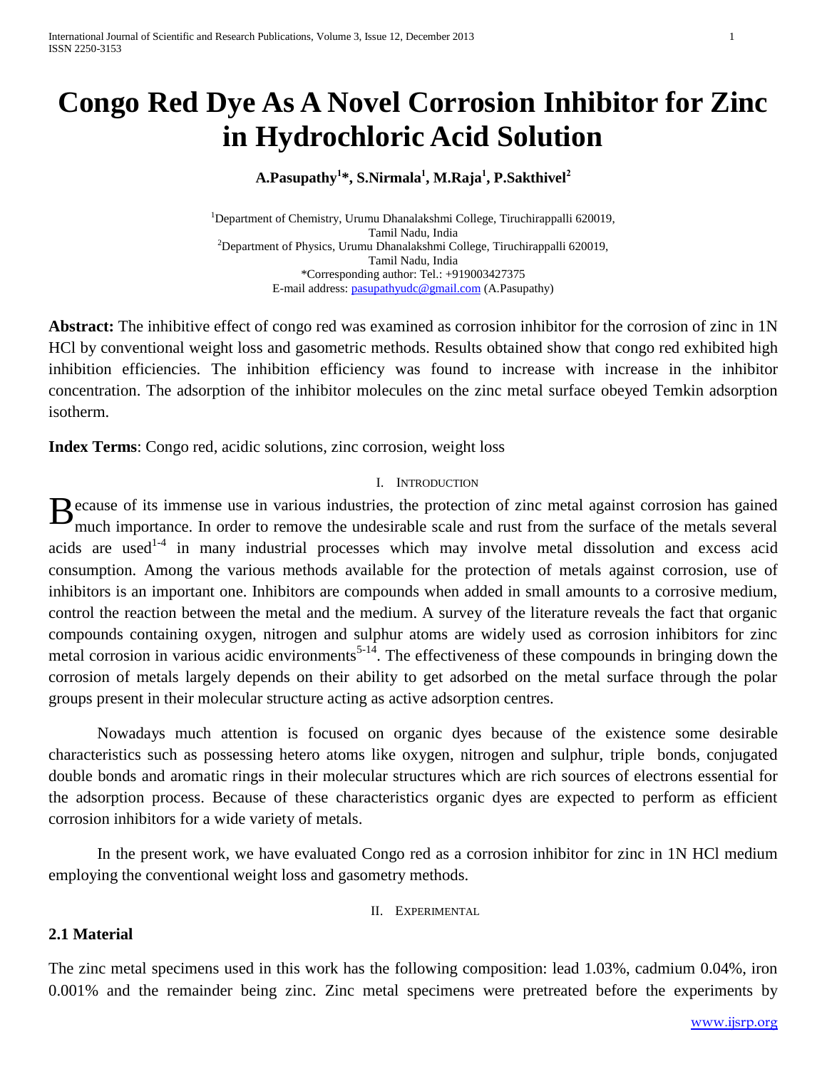# Congo Red Dye As A Novel Corrosion Inhibitor for Zinc in Hydrochloric Acid Solution

**A.Pasupathy[1]*, S.Nirmala[1], M.Raja[1], P.Sakthivel[2]**

[1]Department of Chemistry, Urumu Dhanalakshmi College, Tiruchirappalli 620019, Tamil Nadu, India
[2]Department of Physics, Urumu Dhanalakshmi College, Tiruchirappalli 620019, Tamil Nadu, India
*Corresponding author: Tel.: +919003427375
E-mail address: pasupathyudc@gmail.com (A.Pasupathy)

**Abstract:** The inhibitive effect of congo red was examined as corrosion inhibitor for the corrosion of zinc in 1N HCl by conventional weight loss and gasometric methods. Results obtained show that congo red exhibited high inhibition efficiencies. The inhibition efficiency was found to increase with increase in the inhibitor concentration. The adsorption of the inhibitor molecules on the zinc metal surface obeyed Temkin adsorption isotherm.

**Index Terms**: Congo red, acidic solutions, zinc corrosion, weight loss

## I. Introduction

Because of its immense use in various industries, the protection of zinc metal against corrosion has gained much importance. In order to remove the undesirable scale and rust from the surface of the metals several acids are used[1-4] in many industrial processes which may involve metal dissolution and excess acid consumption. Among the various methods available for the protection of metals against corrosion, use of inhibitors is an important one. Inhibitors are compounds when added in small amounts to a corrosive medium, control the reaction between the metal and the medium. A survey of the literature reveals the fact that organic compounds containing oxygen, nitrogen and sulphur atoms are widely used as corrosion inhibitors for zinc metal corrosion in various acidic environments[5-14]. The effectiveness of these compounds in bringing down the corrosion of metals largely depends on their ability to get adsorbed on the metal surface through the polar groups present in their molecular structure acting as active adsorption centres.

Nowadays much attention is focused on organic dyes because of the existence some desirable characteristics such as possessing hetero atoms like oxygen, nitrogen and sulphur, triple bonds, conjugated double bonds and aromatic rings in their molecular structures which are rich sources of electrons essential for the adsorption process. Because of these characteristics organic dyes are expected to perform as efficient corrosion inhibitors for a wide variety of metals.

In the present work, we have evaluated Congo red as a corrosion inhibitor for zinc in 1N HCl medium employing the conventional weight loss and gasometry methods.

## II. Experimental

### 2.1 Material

The zinc metal specimens used in this work has the following composition: lead 1.03%, cadmium 0.04%, iron 0.001% and the remainder being zinc. Zinc metal specimens were pretreated before the experiments by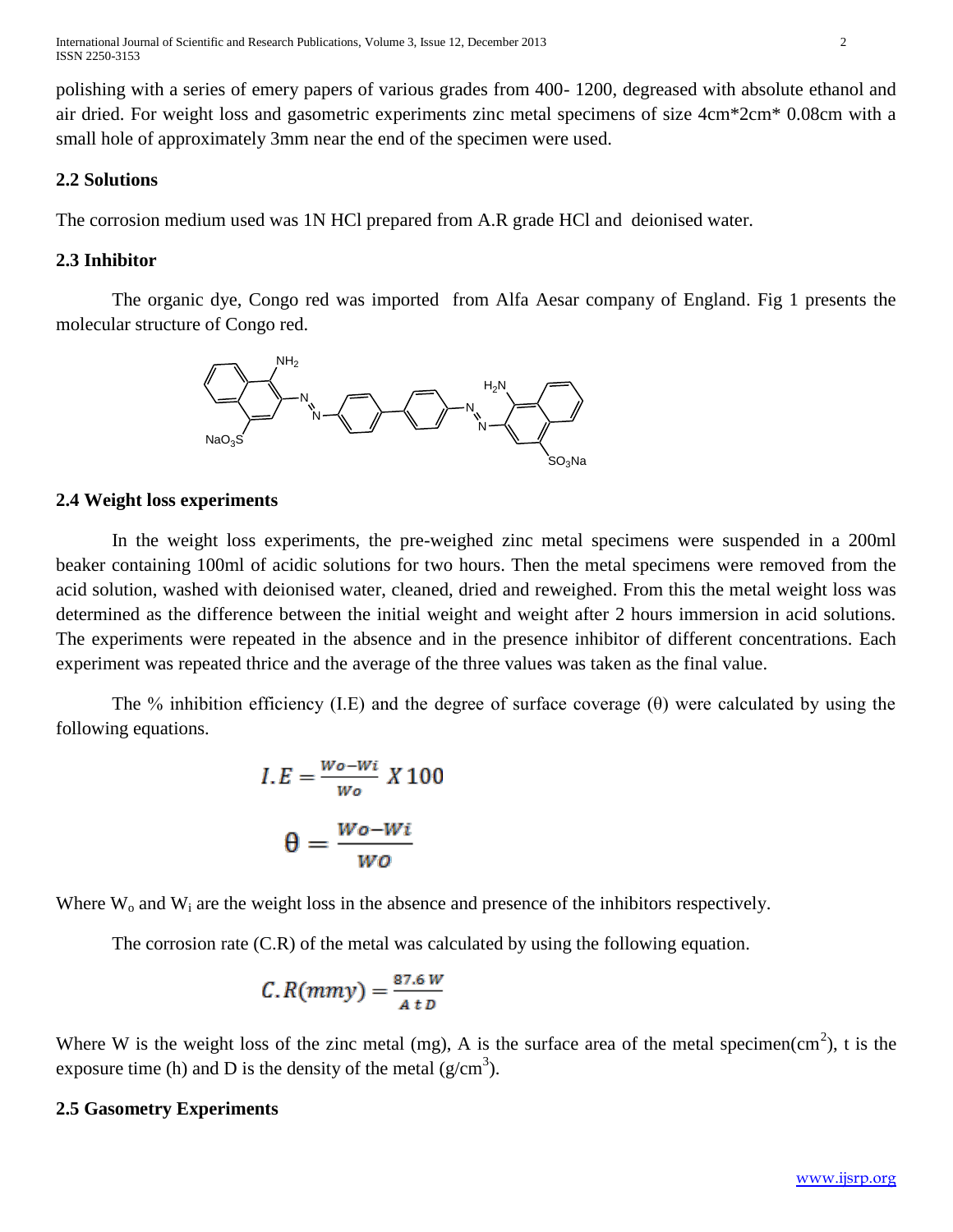polishing with a series of emery papers of various grades from 400- 1200, degreased with absolute ethanol and air dried. For weight loss and gasometric experiments zinc metal specimens of size 4cm*2cm* 0.08cm with a small hole of approximately 3mm near the end of the specimen were used.

### 2.2 Solutions

The corrosion medium used was 1N HCl prepared from A.R grade HCl and deionised water.

### 2.3 Inhibitor

The organic dye, Congo red was imported from Alfa Aesar company of England. Fig 1 presents the molecular structure of Congo red.

### 2.4 Weight loss experiments

In the weight loss experiments, the pre-weighed zinc metal specimens were suspended in a 200ml beaker containing 100ml of acidic solutions for two hours. Then the metal specimens were removed from the acid solution, washed with deionised water, cleaned, dried and reweighed. From this the metal weight loss was determined as the difference between the initial weight and weight after 2 hours immersion in acid solutions. The experiments were repeated in the absence and in the presence inhibitor of different concentrations. Each experiment was repeated thrice and the average of the three values was taken as the final value.

The % inhibition efficiency (I.E) and the degree of surface coverage (θ) were calculated by using the following equations.

$$I.E = \frac{Wo - Wi}{Wo} X\,100$$

$$\theta = \frac{Wo - Wi}{WO}$$

Where $W_o$ and $W_i$ are the weight loss in the absence and presence of the inhibitors respectively.

The corrosion rate (C.R) of the metal was calculated by using the following equation.

$$C.R(mmy) = \frac{87.6\,W}{A\,t\,D}$$

Where W is the weight loss of the zinc metal (mg), A is the surface area of the metal specimen($cm^2$), t is the exposure time (h) and D is the density of the metal ($g/cm^3$).

### 2.5 Gasometry Experiments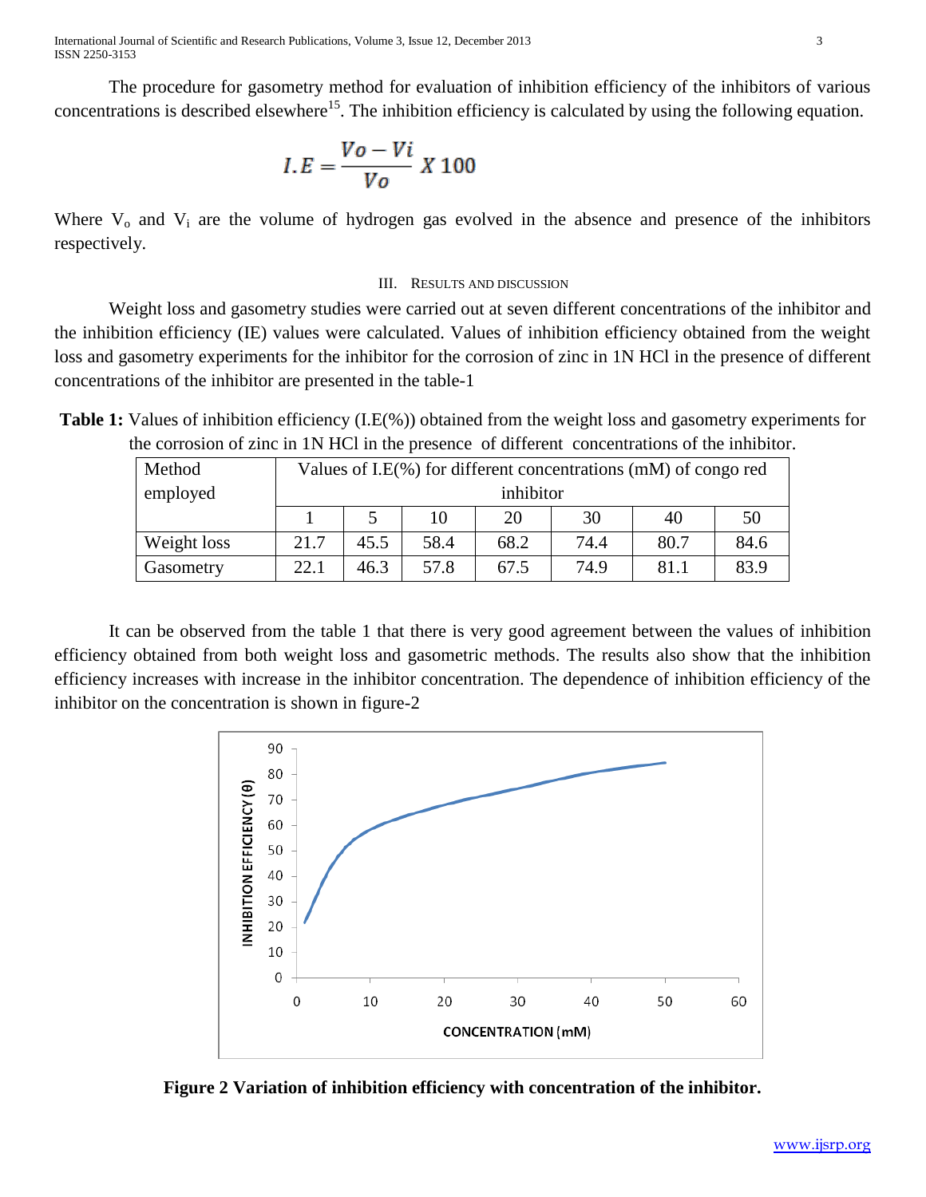The procedure for gasometry method for evaluation of inhibition efficiency of the inhibitors of various concentrations is described elsewhere[15]. The inhibition efficiency is calculated by using the following equation.

$$I.E = \frac{Vo - Vi}{Vo} \, X \, 100$$

Where $V_o$ and $V_i$ are the volume of hydrogen gas evolved in the absence and presence of the inhibitors respectively.

## III. Results and Discussion

Weight loss and gasometry studies were carried out at seven different concentrations of the inhibitor and the inhibition efficiency (IE) values were calculated. Values of inhibition efficiency obtained from the weight loss and gasometry experiments for the inhibitor for the corrosion of zinc in 1N HCl in the presence of different concentrations of the inhibitor are presented in the table-1

**Table 1:** Values of inhibition efficiency (I.E(%)) obtained from the weight loss and gasometry experiments for the corrosion of zinc in 1N HCl in the presence of different concentrations of the inhibitor.

| Method employed | Values of I.E(%) for different concentrations (mM) of congo red inhibitor | | | | | | |
|---|---|---|---|---|---|---|---|
| | 1 | 5 | 10 | 20 | 30 | 40 | 50 |
| Weight loss | 21.7 | 45.5 | 58.4 | 68.2 | 74.4 | 80.7 | 84.6 |
| Gasometry | 22.1 | 46.3 | 57.8 | 67.5 | 74.9 | 81.1 | 83.9 |

It can be observed from the table 1 that there is very good agreement between the values of inhibition efficiency obtained from both weight loss and gasometric methods. The results also show that the inhibition efficiency increases with increase in the inhibitor concentration. The dependence of inhibition efficiency of the inhibitor on the concentration is shown in figure-2

**Figure 2 Variation of inhibition efficiency with concentration of the inhibitor.**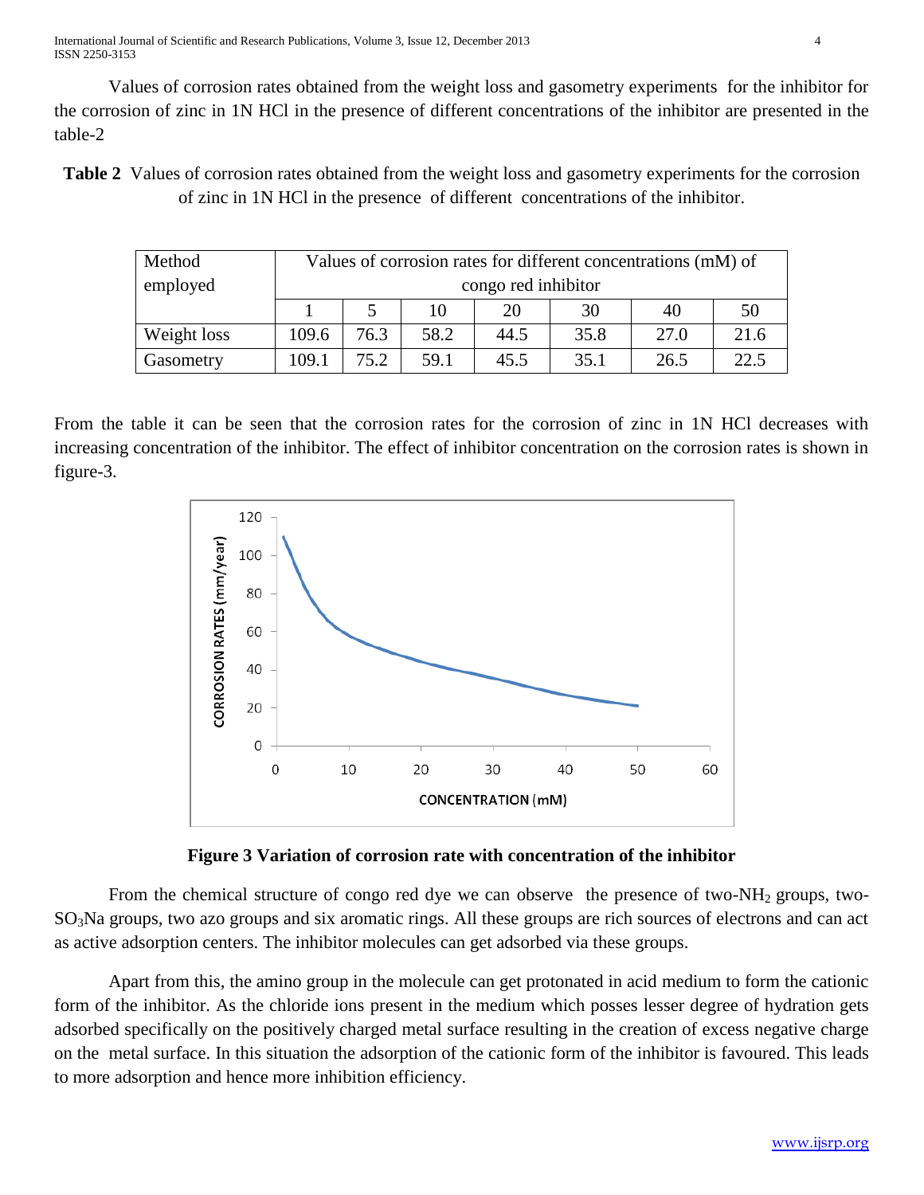Values of corrosion rates obtained from the weight loss and gasometry experiments for the inhibitor for the corrosion of zinc in 1N HCl in the presence of different concentrations of the inhibitor are presented in the table-2

**Table 2** Values of corrosion rates obtained from the weight loss and gasometry experiments for the corrosion of zinc in 1N HCl in the presence of different concentrations of the inhibitor.

| Method employed | Values of corrosion rates for different concentrations (mM) of congo red inhibitor | | | | | | |
|---|---|---|---|---|---|---|---|
| | 1 | 5 | 10 | 20 | 30 | 40 | 50 |
| Weight loss | 109.6 | 76.3 | 58.2 | 44.5 | 35.8 | 27.0 | 21.6 |
| Gasometry | 109.1 | 75.2 | 59.1 | 45.5 | 35.1 | 26.5 | 22.5 |

From the table it can be seen that the corrosion rates for the corrosion of zinc in 1N HCl decreases with increasing concentration of the inhibitor. The effect of inhibitor concentration on the corrosion rates is shown in figure-3.

**Figure 3 Variation of corrosion rate with concentration of the inhibitor**

From the chemical structure of congo red dye we can observe the presence of two-$NH_2$ groups, two-$SO_3Na$ groups, two azo groups and six aromatic rings. All these groups are rich sources of electrons and can act as active adsorption centers. The inhibitor molecules can get adsorbed via these groups.

Apart from this, the amino group in the molecule can get protonated in acid medium to form the cationic form of the inhibitor. As the chloride ions present in the medium which posses lesser degree of hydration gets adsorbed specifically on the positively charged metal surface resulting in the creation of excess negative charge on the metal surface. In this situation the adsorption of the cationic form of the inhibitor is favoured. This leads to more adsorption and hence more inhibition efficiency.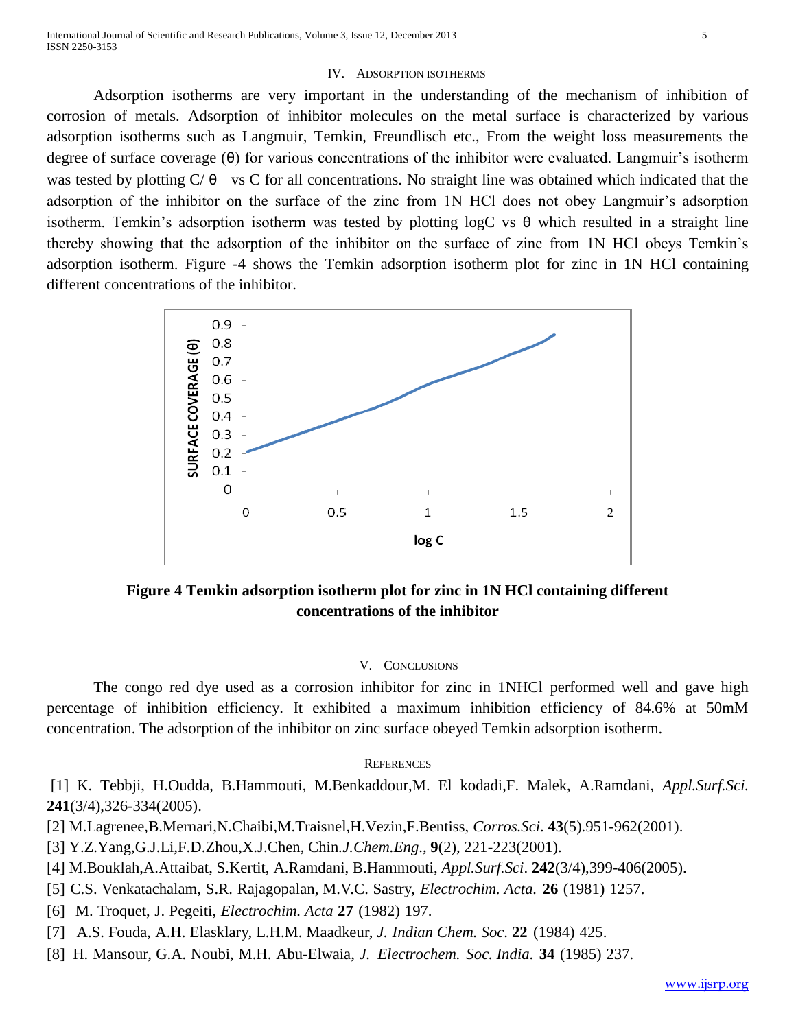## IV. Adsorption Isotherms

Adsorption isotherms are very important in the understanding of the mechanism of inhibition of corrosion of metals. Adsorption of inhibitor molecules on the metal surface is characterized by various adsorption isotherms such as Langmuir, Temkin, Freundlisch etc., From the weight loss measurements the degree of surface coverage (θ) for various concentrations of the inhibitor were evaluated. Langmuir's isotherm was tested by plotting C/ θ vs C for all concentrations. No straight line was obtained which indicated that the adsorption of the inhibitor on the surface of the zinc from 1N HCl does not obey Langmuir's adsorption isotherm. Temkin's adsorption isotherm was tested by plotting logC vs θ which resulted in a straight line thereby showing that the adsorption of the inhibitor on the surface of zinc from 1N HCl obeys Temkin's adsorption isotherm. Figure -4 shows the Temkin adsorption isotherm plot for zinc in 1N HCl containing different concentrations of the inhibitor.

**Figure 4 Temkin adsorption isotherm plot for zinc in 1N HCl containing different concentrations of the inhibitor**

## V. Conclusions

The congo red dye used as a corrosion inhibitor for zinc in 1NHCl performed well and gave high percentage of inhibition efficiency. It exhibited a maximum inhibition efficiency of 84.6% at 50mM concentration. The adsorption of the inhibitor on zinc surface obeyed Temkin adsorption isotherm.

## References

[1] K. Tebbji, H.Oudda, B.Hammouti, M.Benkaddour,M. El kodadi,F. Malek, A.Ramdani, *Appl.Surf.Sci.* **241**(3/4),326-334(2005).

[2] M.Lagrenee,B.Mernari,N.Chaibi,M.Traisnel,H.Vezin,F.Bentiss, *Corros.Sci*. **43**(5).951-962(2001).

[3] Y.Z.Yang,G.J.Li,F.D.Zhou,X.J.Chen, Chin.*J.Chem.Eng*., **9**(2), 221-223(2001).

[4] M.Bouklah,A.Attaibat, S.Kertit, A.Ramdani, B.Hammouti, *Appl.Surf.Sci*. **242**(3/4),399-406(2005).

[5] C.S. Venkatachalam, S.R. Rajagopalan, M.V.C. Sastry, *Electrochim. Acta.* **26** (1981) 1257.

[6] M. Troquet, J. Pegeiti, *Electrochim. Acta* **27** (1982) 197.

[7] A.S. Fouda, A.H. Elasklary, L.H.M. Maadkeur, *J. Indian Chem. Soc*. **22** (1984) 425.

[8] H. Mansour, G.A. Noubi, M.H. Abu-Elwaia, *J. Electrochem. Soc. India*. **34** (1985) 237.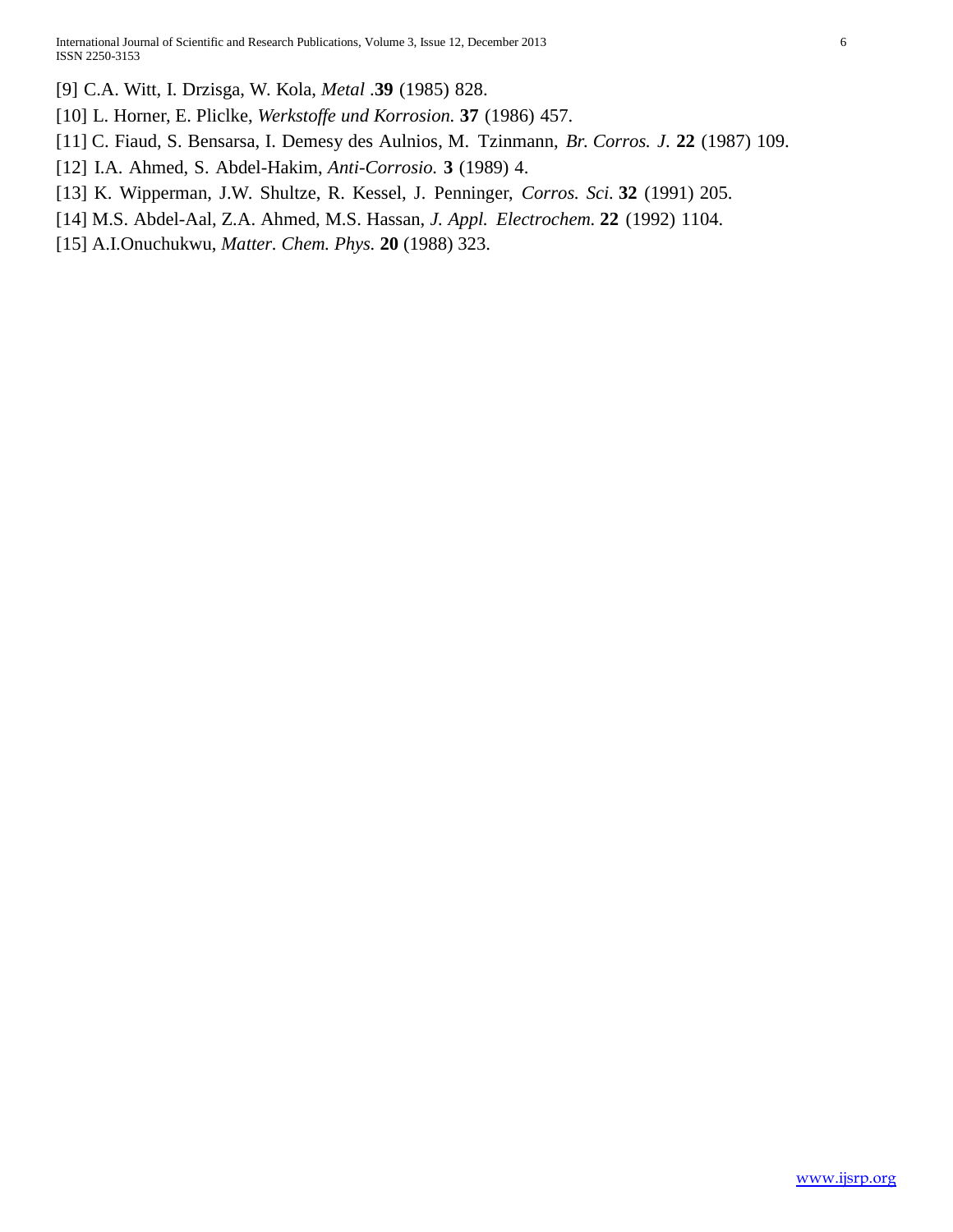[9] C.A. Witt, I. Drzisga, W. Kola, *Metal* .**39** (1985) 828.

[10] L. Horner, E. Pliclke, *Werkstoffe und Korrosion.* **37** (1986) 457.

[11] C. Fiaud, S. Bensarsa, I. Demesy des Aulnios, M. Tzinmann, *Br. Corros. J*. **22** (1987) 109.

[12] I.A. Ahmed, S. Abdel-Hakim, *Anti-Corrosio.* **3** (1989) 4.

[13] K. Wipperman, J.W. Shultze, R. Kessel, J. Penninger, *Corros. Sci*. **32** (1991) 205.

[14] M.S. Abdel-Aal, Z.A. Ahmed, M.S. Hassan, *J. Appl. Electrochem.* **22** (1992) 1104.

[15] A.I.Onuchukwu, *Matter. Chem. Phys.* **20** (1988) 323.